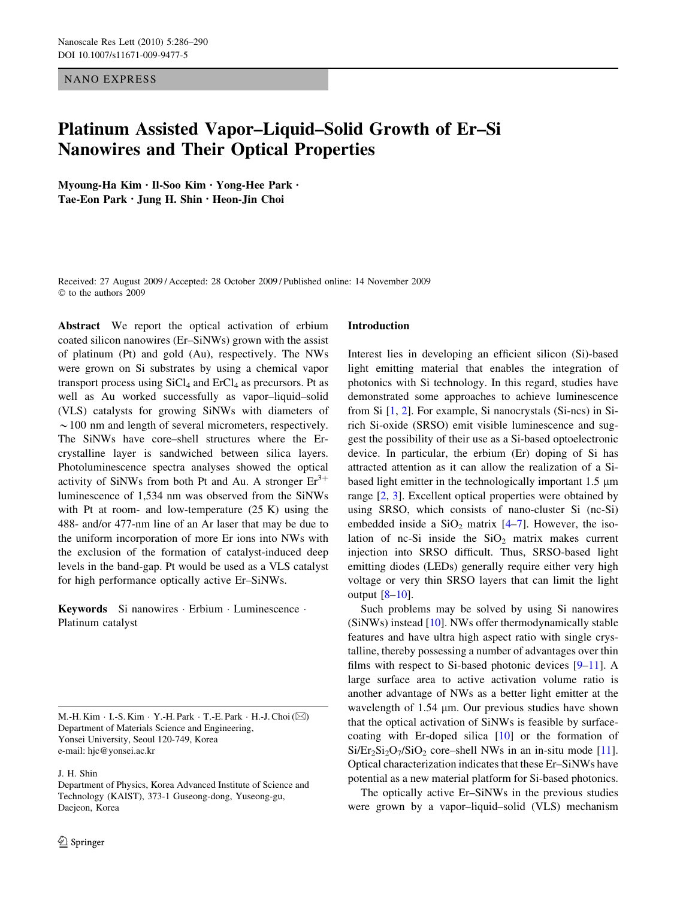NANO EXPRESS

# Platinum Assisted Vapor–Liquid–Solid Growth of Er–Si Nanowires and Their Optical Properties

**Myoung-Ha Kim · Il-Soo Kim · Yong-Hee Park · Tae-Eon Park · Jung H. Shin · Heon-Jin Choi**

Received: 27 August 2009 / Accepted: 28 October 2009 / Published online: 14 November 2009
© to the authors 2009

**Abstract** We report the optical activation of erbium coated silicon nanowires (Er–SiNWs) grown with the assist of platinum (Pt) and gold (Au), respectively. The NWs were grown on Si substrates by using a chemical vapor transport process using $SiCl_4$ and $ErCl_4$ as precursors. Pt as well as Au worked successfully as vapor–liquid–solid (VLS) catalysts for growing SiNWs with diameters of $\sim$100 nm and length of several micrometers, respectively. The SiNWs have core–shell structures where the Er-crystalline layer is sandwiched between silica layers. Photoluminescence spectra analyses showed the optical activity of SiNWs from both Pt and Au. A stronger $Er^{3+}$ luminescence of 1,534 nm was observed from the SiNWs with Pt at room- and low-temperature (25 K) using the 488- and/or 477-nm line of an Ar laser that may be due to the uniform incorporation of more Er ions into NWs with the exclusion of the formation of catalyst-induced deep levels in the band-gap. Pt would be used as a VLS catalyst for high performance optically active Er–SiNWs.

**Keywords** Si nanowires · Erbium · Luminescence · Platinum catalyst

M.-H. Kim · I.-S. Kim · Y.-H. Park · T.-E. Park · H.-J. Choi (✉)
Department of Materials Science and Engineering, Yonsei University, Seoul 120-749, Korea
e-mail: hjc@yonsei.ac.kr

J. H. Shin
Department of Physics, Korea Advanced Institute of Science and Technology (KAIST), 373-1 Guseong-dong, Yuseong-gu, Daejeon, Korea

## Introduction

Interest lies in developing an efficient silicon (Si)-based light emitting material that enables the integration of photonics with Si technology. In this regard, studies have demonstrated some approaches to achieve luminescence from Si [1, 2]. For example, Si nanocrystals (Si-ncs) in Si-rich Si-oxide (SRSO) emit visible luminescence and suggest the possibility of their use as a Si-based optoelectronic device. In particular, the erbium (Er) doping of Si has attracted attention as it can allow the realization of a Si-based light emitter in the technologically important 1.5 μm range [2, 3]. Excellent optical properties were obtained by using SRSO, which consists of nano-cluster Si (nc-Si) embedded inside a $SiO_2$ matrix [4–7]. However, the isolation of nc-Si inside the $SiO_2$ matrix makes current injection into SRSO difficult. Thus, SRSO-based light emitting diodes (LEDs) generally require either very high voltage or very thin SRSO layers that can limit the light output [8–10].

Such problems may be solved by using Si nanowires (SiNWs) instead [10]. NWs offer thermodynamically stable features and have ultra high aspect ratio with single crystalline, thereby possessing a number of advantages over thin films with respect to Si-based photonic devices [9–11]. A large surface area to active activation volume ratio is another advantage of NWs as a better light emitter at the wavelength of 1.54 μm. Our previous studies have shown that the optical activation of SiNWs is feasible by surface-coating with Er-doped silica [10] or the formation of $Si/Er_2Si_2O_7/SiO_2$ core–shell NWs in an in-situ mode [11]. Optical characterization indicates that these Er–SiNWs have potential as a new material platform for Si-based photonics.

The optically active Er–SiNWs in the previous studies were grown by a vapor–liquid–solid (VLS) mechanism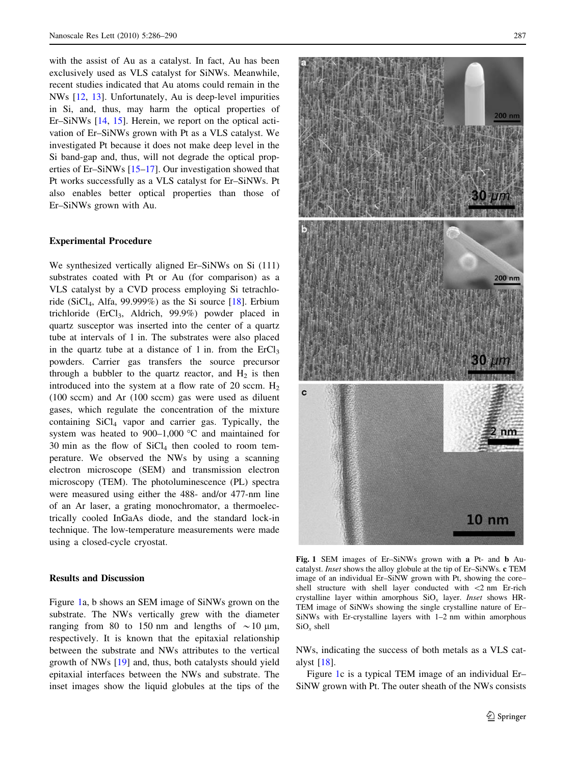with the assist of Au as a catalyst. In fact, Au has been exclusively used as VLS catalyst for SiNWs. Meanwhile, recent studies indicated that Au atoms could remain in the NWs [12, 13]. Unfortunately, Au is deep-level impurities in Si, and, thus, may harm the optical properties of Er–SiNWs [14, 15]. Herein, we report on the optical activation of Er–SiNWs grown with Pt as a VLS catalyst. We investigated Pt because it does not make deep level in the Si band-gap and, thus, will not degrade the optical properties of Er–SiNWs [15–17]. Our investigation showed that Pt works successfully as a VLS catalyst for Er–SiNWs. Pt also enables better optical properties than those of Er–SiNWs grown with Au.

## Experimental Procedure

We synthesized vertically aligned Er–SiNWs on Si (111) substrates coated with Pt or Au (for comparison) as a VLS catalyst by a CVD process employing Si tetrachloride ($SiCl_4$, Alfa, 99.999%) as the Si source [18]. Erbium trichloride ($ErCl_3$, Aldrich, 99.9%) powder placed in quartz susceptor was inserted into the center of a quartz tube at intervals of 1 in. The substrates were also placed in the quartz tube at a distance of 1 in. from the $ErCl_3$ powders. Carrier gas transfers the source precursor through a bubbler to the quartz reactor, and $H_2$ is then introduced into the system at a flow rate of 20 sccm. $H_2$ (100 sccm) and Ar (100 sccm) gas were used as diluent gases, which regulate the concentration of the mixture containing $SiCl_4$ vapor and carrier gas. Typically, the system was heated to 900–1,000 °C and maintained for 30 min as the flow of $SiCl_4$ then cooled to room temperature. We observed the NWs by using a scanning electron microscope (SEM) and transmission electron microscopy (TEM). The photoluminescence (PL) spectra were measured using either the 488- and/or 477-nm line of an Ar laser, a grating monochromator, a thermoelectrically cooled InGaAs diode, and the standard lock-in technique. The low-temperature measurements were made using a closed-cycle cryostat.

## Results and Discussion

Figure 1a, b shows an SEM image of SiNWs grown on the substrate. The NWs vertically grew with the diameter ranging from 80 to 150 nm and lengths of ~10 μm, respectively. It is known that the epitaxial relationship between the substrate and NWs attributes to the vertical growth of NWs [19] and, thus, both catalysts should yield epitaxial interfaces between the NWs and substrate. The inset images show the liquid globules at the tips of the NWs, indicating the success of both metals as a VLS catalyst [18].

**Fig. 1** SEM images of Er–SiNWs grown with **a** Pt- and **b** Au-catalyst. *Inset* shows the alloy globule at the tip of Er–SiNWs. **c** TEM image of an individual Er–SiNW grown with Pt, showing the core–shell structure with shell layer conducted with <2 nm Er-rich crystalline layer within amorphous $SiO_x$ layer. *Inset* shows HR-TEM image of SiNWs showing the single crystalline nature of Er–SiNWs with Er-crystalline layers with 1–2 nm within amorphous $SiO_x$ shell

Figure 1c is a typical TEM image of an individual Er–SiNW grown with Pt. The outer sheath of the NWs consists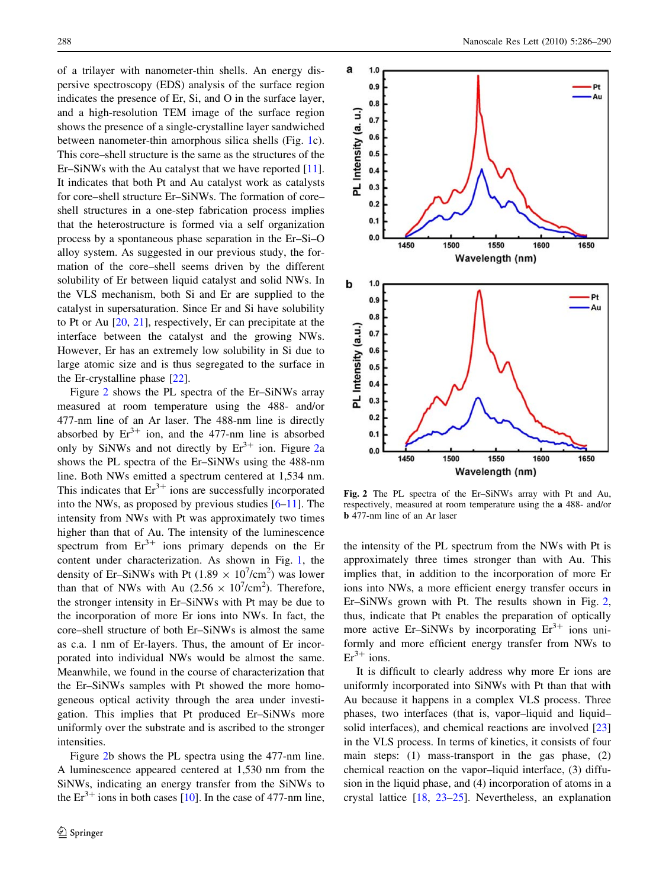of a trilayer with nanometer-thin shells. An energy dispersive spectroscopy (EDS) analysis of the surface region indicates the presence of Er, Si, and O in the surface layer, and a high-resolution TEM image of the surface region shows the presence of a single-crystalline layer sandwiched between nanometer-thin amorphous silica shells (Fig. 1c). This core–shell structure is the same as the structures of the Er–SiNWs with the Au catalyst that we have reported [11]. It indicates that both Pt and Au catalyst work as catalysts for core–shell structure Er–SiNWs. The formation of core–shell structures in a one-step fabrication process implies that the heterostructure is formed via a self organization process by a spontaneous phase separation in the Er–Si–O alloy system. As suggested in our previous study, the formation of the core–shell seems driven by the different solubility of Er between liquid catalyst and solid NWs. In the VLS mechanism, both Si and Er are supplied to the catalyst in supersaturation. Since Er and Si have solubility to Pt or Au [20, 21], respectively, Er can precipitate at the interface between the catalyst and the growing NWs. However, Er has an extremely low solubility in Si due to large atomic size and is thus segregated to the surface in the Er-crystalline phase [22].

Figure 2 shows the PL spectra of the Er–SiNWs array measured at room temperature using the 488- and/or 477-nm line of an Ar laser. The 488-nm line is directly absorbed by $Er^{3+}$ ion, and the 477-nm line is absorbed only by SiNWs and not directly by $Er^{3+}$ ion. Figure 2a shows the PL spectra of the Er–SiNWs using the 488-nm line. Both NWs emitted a spectrum centered at 1,534 nm. This indicates that $Er^{3+}$ ions are successfully incorporated into the NWs, as proposed by previous studies [6–11]. The intensity from NWs with Pt was approximately two times higher than that of Au. The intensity of the luminescence spectrum from $Er^{3+}$ ions primary depends on the Er content under characterization. As shown in Fig. 1, the density of Er–SiNWs with Pt ($1.89 \times 10^7/\text{cm}^2$) was lower than that of NWs with Au ($2.56 \times 10^7/\text{cm}^2$). Therefore, the stronger intensity in Er–SiNWs with Pt may be due to the incorporation of more Er ions into NWs. In fact, the core–shell structure of both Er–SiNWs is almost the same as c.a. 1 nm of Er-layers. Thus, the amount of Er incorporated into individual NWs would be almost the same. Meanwhile, we found in the course of characterization that the Er–SiNWs samples with Pt showed the more homogeneous optical activity through the area under investigation. This implies that Pt produced Er–SiNWs more uniformly over the substrate and is ascribed to the stronger intensities.

Figure 2b shows the PL spectra using the 477-nm line. A luminescence appeared centered at 1,530 nm from the SiNWs, indicating an energy transfer from the SiNWs to the $Er^{3+}$ ions in both cases [10]. In the case of 477-nm line, the intensity of the PL spectrum from the NWs with Pt is approximately three times stronger than with Au. This implies that, in addition to the incorporation of more Er ions into NWs, a more efficient energy transfer occurs in Er–SiNWs grown with Pt. The results shown in Fig. 2, thus, indicate that Pt enables the preparation of optically more active Er–SiNWs by incorporating $Er^{3+}$ ions uniformly and more efficient energy transfer from NWs to $Er^{3+}$ ions.

**Fig. 2** The PL spectra of the Er–SiNWs array with Pt and Au, respectively, measured at room temperature using the **a** 488- and/or **b** 477-nm line of an Ar laser

It is difficult to clearly address why more Er ions are uniformly incorporated into SiNWs with Pt than that with Au because it happens in a complex VLS process. Three phases, two interfaces (that is, vapor–liquid and liquid–solid interfaces), and chemical reactions are involved [23] in the VLS process. In terms of kinetics, it consists of four main steps: (1) mass-transport in the gas phase, (2) chemical reaction on the vapor–liquid interface, (3) diffusion in the liquid phase, and (4) incorporation of atoms in a crystal lattice [18, 23–25]. Nevertheless, an explanation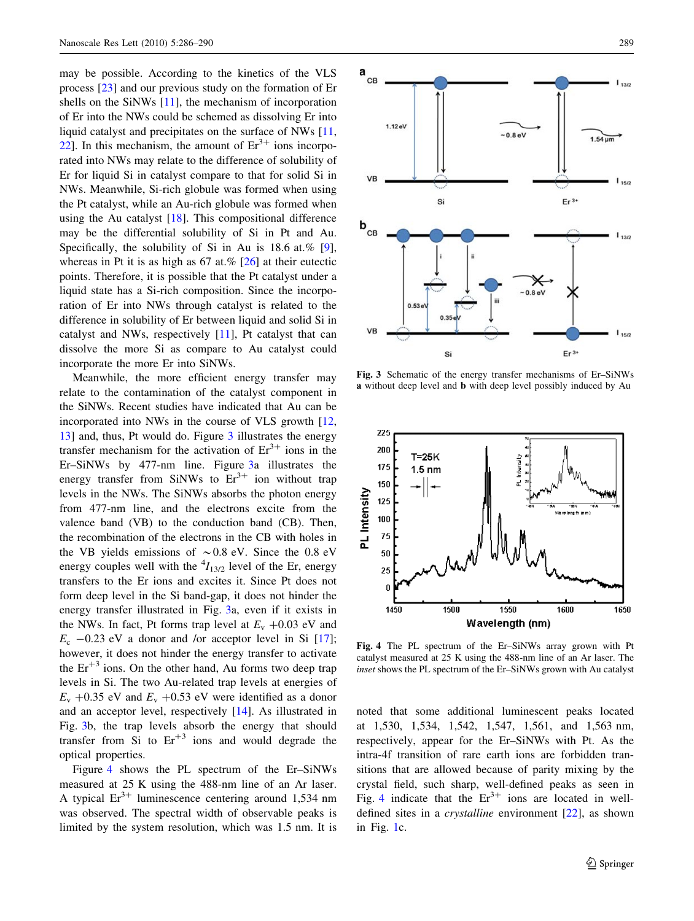may be possible. According to the kinetics of the VLS process [23] and our previous study on the formation of Er shells on the SiNWs [11], the mechanism of incorporation of Er into the NWs could be schemed as dissolving Er into liquid catalyst and precipitates on the surface of NWs [11, 22]. In this mechanism, the amount of $Er^{3+}$ ions incorporated into NWs may relate to the difference of solubility of Er for liquid Si in catalyst compare to that for solid Si in NWs. Meanwhile, Si-rich globule was formed when using the Pt catalyst, while an Au-rich globule was formed when using the Au catalyst [18]. This compositional difference may be the differential solubility of Si in Pt and Au. Specifically, the solubility of Si in Au is 18.6 at.% [9], whereas in Pt it is as high as 67 at.% [26] at their eutectic points. Therefore, it is possible that the Pt catalyst under a liquid state has a Si-rich composition. Since the incorporation of Er into NWs through catalyst is related to the difference in solubility of Er between liquid and solid Si in catalyst and NWs, respectively [11], Pt catalyst that can dissolve the more Si as compare to Au catalyst could incorporate the more Er into SiNWs.

Meanwhile, the more efficient energy transfer may relate to the contamination of the catalyst component in the SiNWs. Recent studies have indicated that Au can be incorporated into NWs in the course of VLS growth [12, 13] and, thus, Pt would do. Figure 3 illustrates the energy transfer mechanism for the activation of $Er^{3+}$ ions in the Er–SiNWs by 477-nm line. Figure 3a illustrates the energy transfer from SiNWs to $Er^{3+}$ ion without trap levels in the NWs. The SiNWs absorbs the photon energy from 477-nm line, and the electrons excite from the valence band (VB) to the conduction band (CB). Then, the recombination of the electrons in the CB with holes in the VB yields emissions of ~0.8 eV. Since the 0.8 eV energy couples well with the $^4I_{13/2}$ level of the Er, energy transfers to the Er ions and excites it. Since Pt does not form deep level in the Si band-gap, it does not hinder the energy transfer illustrated in Fig. 3a, even if it exists in the NWs. In fact, Pt forms trap level at $E_v$ +0.03 eV and $E_c$ −0.23 eV a donor and /or acceptor level in Si [17]; however, it does not hinder the energy transfer to activate the $Er^{+3}$ ions. On the other hand, Au forms two deep trap levels in Si. The two Au-related trap levels at energies of $E_v$ +0.35 eV and $E_v$ +0.53 eV were identified as a donor and an acceptor level, respectively [14]. As illustrated in Fig. 3b, the trap levels absorb the energy that should transfer from Si to $Er^{+3}$ ions and would degrade the optical properties.

Figure 4 shows the PL spectrum of the Er–SiNWs measured at 25 K using the 488-nm line of an Ar laser. A typical $Er^{3+}$ luminescence centering around 1,534 nm was observed. The spectral width of observable peaks is limited by the system resolution, which was 1.5 nm. It is noted that some additional luminescent peaks located at 1,530, 1,534, 1,542, 1,547, 1,561, and 1,563 nm, respectively, appear for the Er–SiNWs with Pt. As the intra-4f transition of rare earth ions are forbidden transitions that are allowed because of parity mixing by the crystal field, such sharp, well-defined peaks as seen in Fig. 4 indicate that the $Er^{3+}$ ions are located in well-defined sites in a *crystalline* environment [22], as shown in Fig. 1c.

**Fig. 3** Schematic of the energy transfer mechanisms of Er–SiNWs **a** without deep level and **b** with deep level possibly induced by Au

**Fig. 4** The PL spectrum of the Er–SiNWs array grown with Pt catalyst measured at 25 K using the 488-nm line of an Ar laser. The *inset* shows the PL spectrum of the Er–SiNWs grown with Au catalyst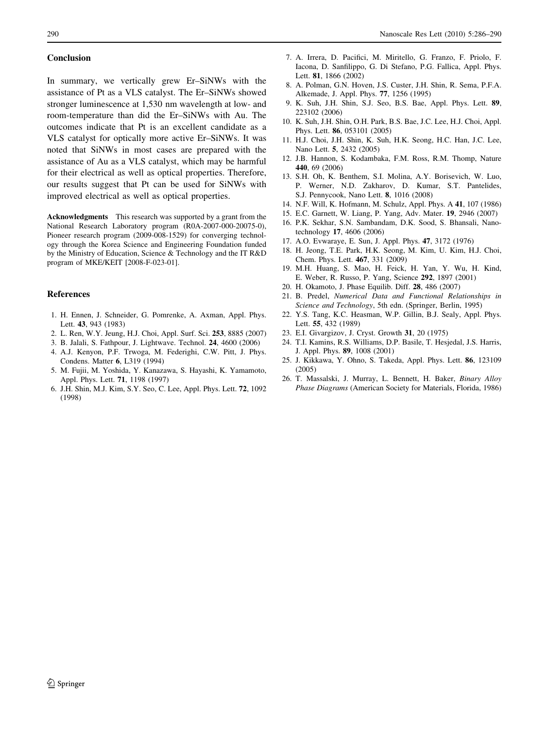## Conclusion

In summary, we vertically grew Er–SiNWs with the assistance of Pt as a VLS catalyst. The Er–SiNWs showed stronger luminescence at 1,530 nm wavelength at low- and room-temperature than did the Er–SiNWs with Au. The outcomes indicate that Pt is an excellent candidate as a VLS catalyst for optically more active Er–SiNWs. It was noted that SiNWs in most cases are prepared with the assistance of Au as a VLS catalyst, which may be harmful for their electrical as well as optical properties. Therefore, our results suggest that Pt can be used for SiNWs with improved electrical as well as optical properties.

**Acknowledgments** This research was supported by a grant from the National Research Laboratory program (R0A-2007-000-20075-0), Pioneer research program (2009-008-1529) for converging technology through the Korea Science and Engineering Foundation funded by the Ministry of Education, Science & Technology and the IT R&D program of MKE/KEIT [2008-F-023-01].

## References

1. H. Ennen, J. Schneider, G. Pomrenke, A. Axman, Appl. Phys. Lett. **43**, 943 (1983)
2. L. Ren, W.Y. Jeung, H.J. Choi, Appl. Surf. Sci. **253**, 8885 (2007)
3. B. Jalali, S. Fathpour, J. Lightwave. Technol. **24**, 4600 (2006)
4. A.J. Kenyon, P.F. Trwoga, M. Federighi, C.W. Pitt, J. Phys. Condens. Matter **6**, L319 (1994)
5. M. Fujii, M. Yoshida, Y. Kanazawa, S. Hayashi, K. Yamamoto, Appl. Phys. Lett. **71**, 1198 (1997)
6. J.H. Shin, M.J. Kim, S.Y. Seo, C. Lee, Appl. Phys. Lett. **72**, 1092 (1998)
7. A. Irrera, D. Pacifici, M. Miritello, G. Franzo, F. Priolo, F. Iacona, D. Sanfilippo, G. Di Stefano, P.G. Fallica, Appl. Phys. Lett. **81**, 1866 (2002)
8. A. Polman, G.N. Hoven, J.S. Custer, J.H. Shin, R. Sema, P.F.A. Alkemade, J. Appl. Phys. **77**, 1256 (1995)
9. K. Suh, J.H. Shin, S.J. Seo, B.S. Bae, Appl. Phys. Lett. **89**, 223102 (2006)
10. K. Suh, J.H. Shin, O.H. Park, B.S. Bae, J.C. Lee, H.J. Choi, Appl. Phys. Lett. **86**, 053101 (2005)
11. H.J. Choi, J.H. Shin, K. Suh, H.K. Seong, H.C. Han, J.C. Lee, Nano Lett. **5**, 2432 (2005)
12. J.B. Hannon, S. Kodambaka, F.M. Ross, R.M. Thomp, Nature **440**, 69 (2006)
13. S.H. Oh, K. Benthem, S.I. Molina, A.Y. Borisevich, W. Luo, P. Werner, N.D. Zakharov, D. Kumar, S.T. Pantelides, S.J. Pennycook, Nano Lett. **8**, 1016 (2008)
14. N.F. Will, K. Hofmann, M. Schulz, Appl. Phys. A **41**, 107 (1986)
15. E.C. Garnett, W. Liang, P. Yang, Adv. Mater. **19**, 2946 (2007)
16. P.K. Sekhar, S.N. Sambandam, D.K. Sood, S. Bhansali, Nanotechnology **17**, 4606 (2006)
17. A.O. Evwaraye, E. Sun, J. Appl. Phys. **47**, 3172 (1976)
18. H. Jeong, T.E. Park, H.K. Seong, M. Kim, U. Kim, H.J. Choi, Chem. Phys. Lett. **467**, 331 (2009)
19. M.H. Huang, S. Mao, H. Feick, H. Yan, Y. Wu, H. Kind, E. Weber, R. Russo, P. Yang, Science **292**, 1897 (2001)
20. H. Okamoto, J. Phase Equilib. Diff. **28**, 486 (2007)
21. B. Predel, *Numerical Data and Functional Relationships in Science and Technology*, 5th edn. (Springer, Berlin, 1995)
22. Y.S. Tang, K.C. Heasman, W.P. Gillin, B.J. Sealy, Appl. Phys. Lett. **55**, 432 (1989)
23. E.I. Givargizov, J. Cryst. Growth **31**, 20 (1975)
24. T.I. Kamins, R.S. Williams, D.P. Basile, T. Hesjedal, J.S. Harris, J. Appl. Phys. **89**, 1008 (2001)
25. J. Kikkawa, Y. Ohno, S. Takeda, Appl. Phys. Lett. **86**, 123109 (2005)
26. T. Massalski, J. Murray, L. Bennett, H. Baker, *Binary Alloy Phase Diagrams* (American Society for Materials, Florida, 1986)